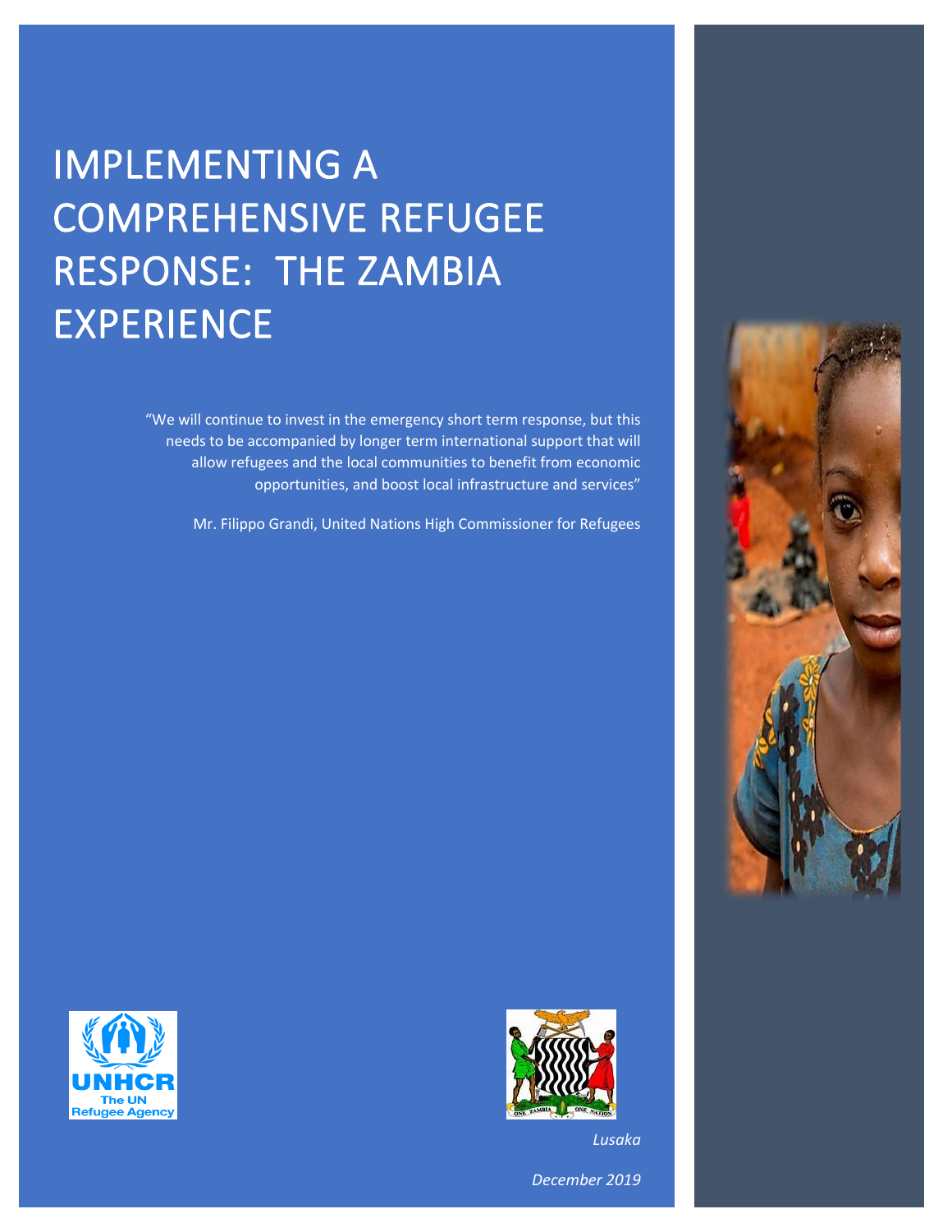# IMPLEMENTING A COMPREHENSIVE REFUGEE RESPONSE: THE ZAMBIA EXPERIENCE

"We will continue to invest in the emergency short term response, but this needs to be accompanied by longer term international support that will allow refugees and the local communities to benefit from economic opportunities, and boost local infrastructure and services"

Mr. Filippo Grandi, United Nations High Commissioner for Refugees

UNHCR The UN Refugee Agency

*Lusaka*

*December 2019*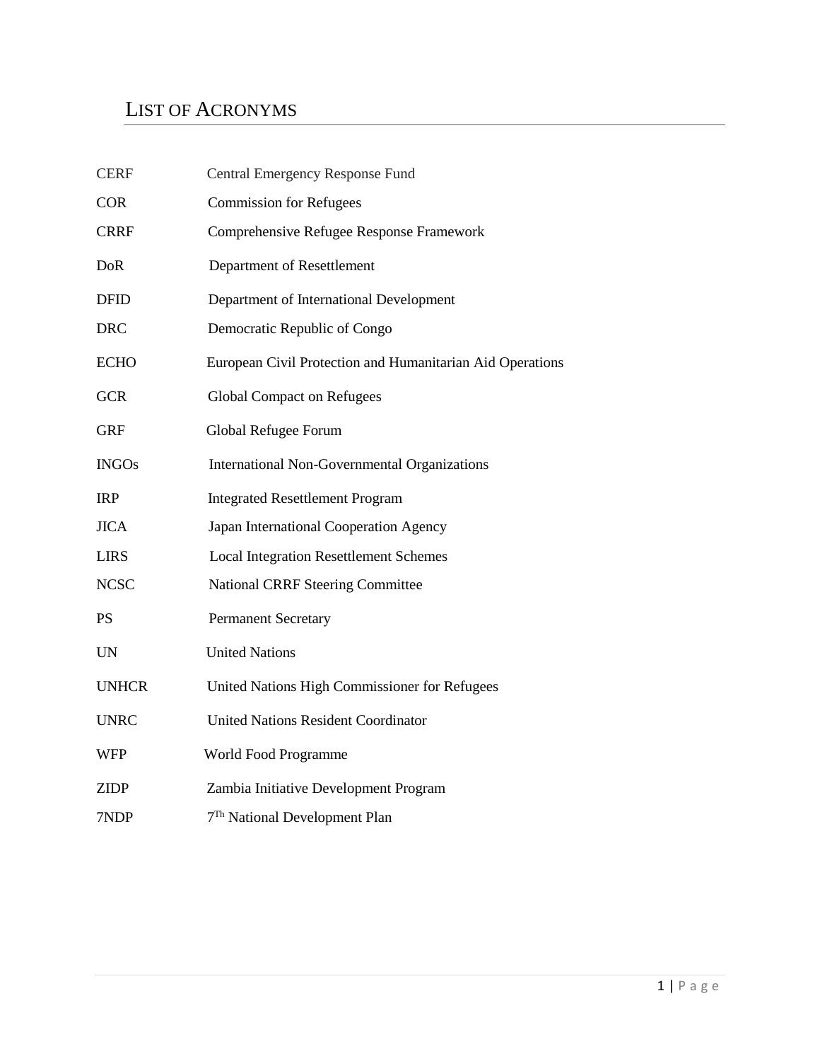# List of Acronyms

| | |
|---|---|
| CERF | Central Emergency Response Fund |
| COR | Commission for Refugees |
| CRRF | Comprehensive Refugee Response Framework |
| DoR | Department of Resettlement |
| DFID | Department of International Development |
| DRC | Democratic Republic of Congo |
| ECHO | European Civil Protection and Humanitarian Aid Operations |
| GCR | Global Compact on Refugees |
| GRF | Global Refugee Forum |
| INGOs | International Non-Governmental Organizations |
| IRP | Integrated Resettlement Program |
| JICA | Japan International Cooperation Agency |
| LIRS | Local Integration Resettlement Schemes |
| NCSC | National CRRF Steering Committee |
| PS | Permanent Secretary |
| UN | United Nations |
| UNHCR | United Nations High Commissioner for Refugees |
| UNRC | United Nations Resident Coordinator |
| WFP | World Food Programme |
| ZIDP | Zambia Initiative Development Program |
| 7NDP | 7Th National Development Plan |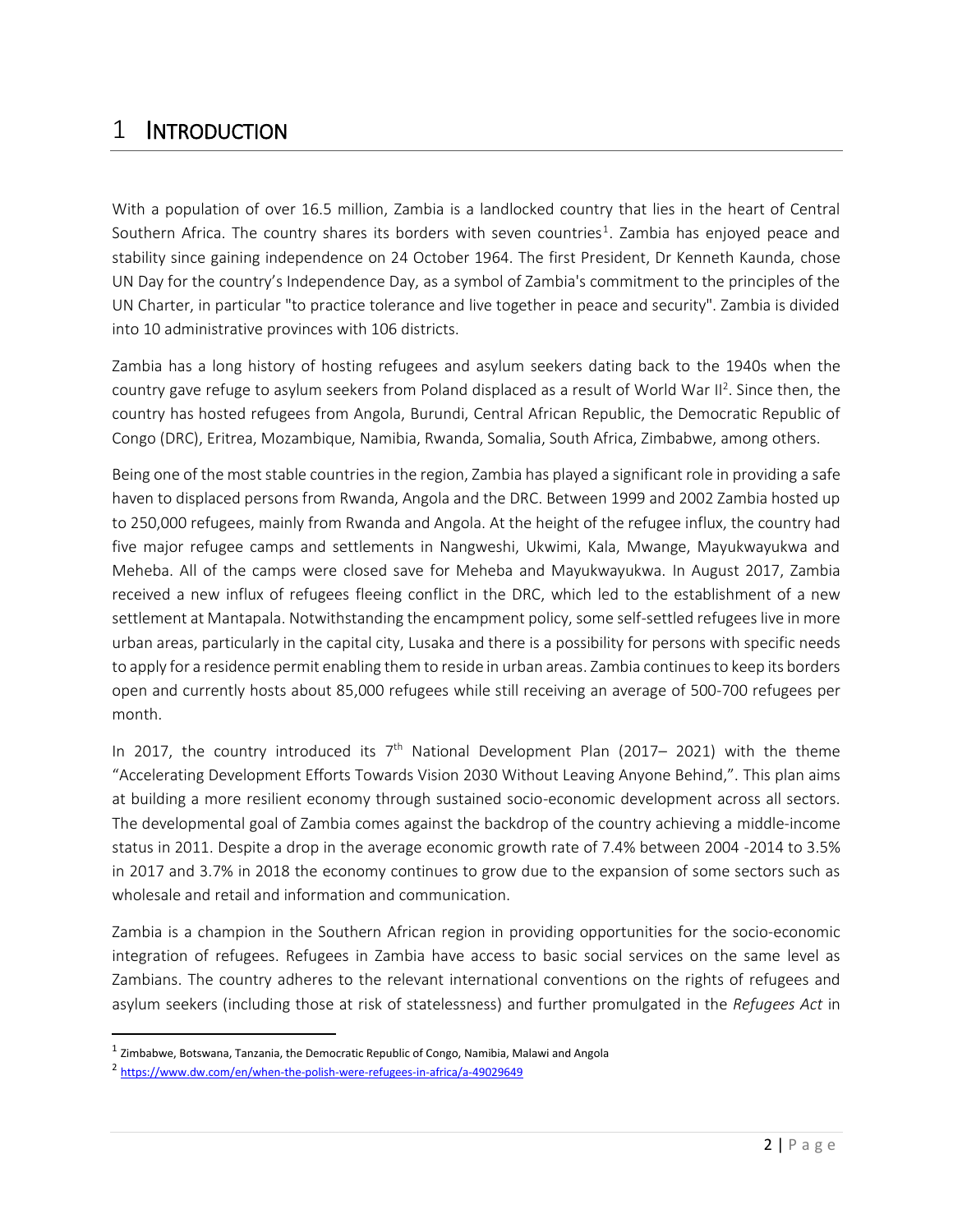# 1 INTRODUCTION

With a population of over 16.5 million, Zambia is a landlocked country that lies in the heart of Central Southern Africa. The country shares its borders with seven countries[1]. Zambia has enjoyed peace and stability since gaining independence on 24 October 1964. The first President, Dr Kenneth Kaunda, chose UN Day for the country's Independence Day, as a symbol of Zambia's commitment to the principles of the UN Charter, in particular "to practice tolerance and live together in peace and security". Zambia is divided into 10 administrative provinces with 106 districts.

Zambia has a long history of hosting refugees and asylum seekers dating back to the 1940s when the country gave refuge to asylum seekers from Poland displaced as a result of World War II[2]. Since then, the country has hosted refugees from Angola, Burundi, Central African Republic, the Democratic Republic of Congo (DRC), Eritrea, Mozambique, Namibia, Rwanda, Somalia, South Africa, Zimbabwe, among others.

Being one of the most stable countries in the region, Zambia has played a significant role in providing a safe haven to displaced persons from Rwanda, Angola and the DRC. Between 1999 and 2002 Zambia hosted up to 250,000 refugees, mainly from Rwanda and Angola. At the height of the refugee influx, the country had five major refugee camps and settlements in Nangweshi, Ukwimi, Kala, Mwange, Mayukwayukwa and Meheba. All of the camps were closed save for Meheba and Mayukwayukwa. In August 2017, Zambia received a new influx of refugees fleeing conflict in the DRC, which led to the establishment of a new settlement at Mantapala. Notwithstanding the encampment policy, some self-settled refugees live in more urban areas, particularly in the capital city, Lusaka and there is a possibility for persons with specific needs to apply for a residence permit enabling them to reside in urban areas. Zambia continues to keep its borders open and currently hosts about 85,000 refugees while still receiving an average of 500-700 refugees per month.

In 2017, the country introduced its 7th National Development Plan (2017– 2021) with the theme "Accelerating Development Efforts Towards Vision 2030 Without Leaving Anyone Behind,". This plan aims at building a more resilient economy through sustained socio-economic development across all sectors. The developmental goal of Zambia comes against the backdrop of the country achieving a middle-income status in 2011. Despite a drop in the average economic growth rate of 7.4% between 2004 -2014 to 3.5% in 2017 and 3.7% in 2018 the economy continues to grow due to the expansion of some sectors such as wholesale and retail and information and communication.

Zambia is a champion in the Southern African region in providing opportunities for the socio-economic integration of refugees. Refugees in Zambia have access to basic social services on the same level as Zambians. The country adheres to the relevant international conventions on the rights of refugees and asylum seekers (including those at risk of statelessness) and further promulgated in the *Refugees Act* in

---

[1] Zimbabwe, Botswana, Tanzania, the Democratic Republic of Congo, Namibia, Malawi and Angola

[2] https://www.dw.com/en/when-the-polish-were-refugees-in-africa/a-49029649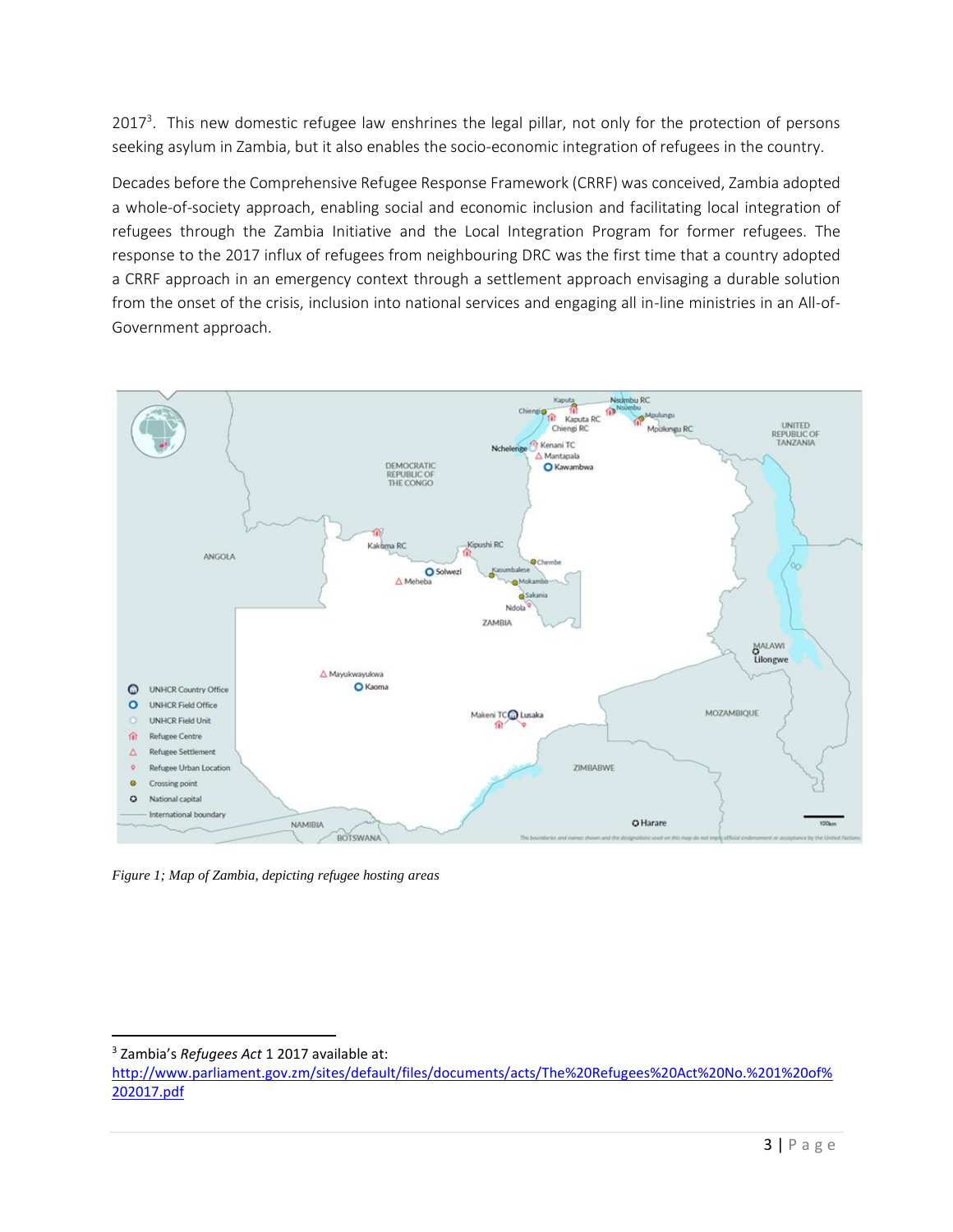2017[3]. This new domestic refugee law enshrines the legal pillar, not only for the protection of persons seeking asylum in Zambia, but it also enables the socio-economic integration of refugees in the country.

Decades before the Comprehensive Refugee Response Framework (CRRF) was conceived, Zambia adopted a whole-of-society approach, enabling social and economic inclusion and facilitating local integration of refugees through the Zambia Initiative and the Local Integration Program for former refugees. The response to the 2017 influx of refugees from neighbouring DRC was the first time that a country adopted a CRRF approach in an emergency context through a settlement approach envisaging a durable solution from the onset of the crisis, inclusion into national services and engaging all in-line ministries in an All-of-Government approach.

*Figure 1; Map of Zambia, depicting refugee hosting areas*

[3] Zambia's *Refugees Act* 1 2017 available at: http://www.parliament.gov.zm/sites/default/files/documents/acts/The%20Refugees%20Act%20No.%201%20of%202017.pdf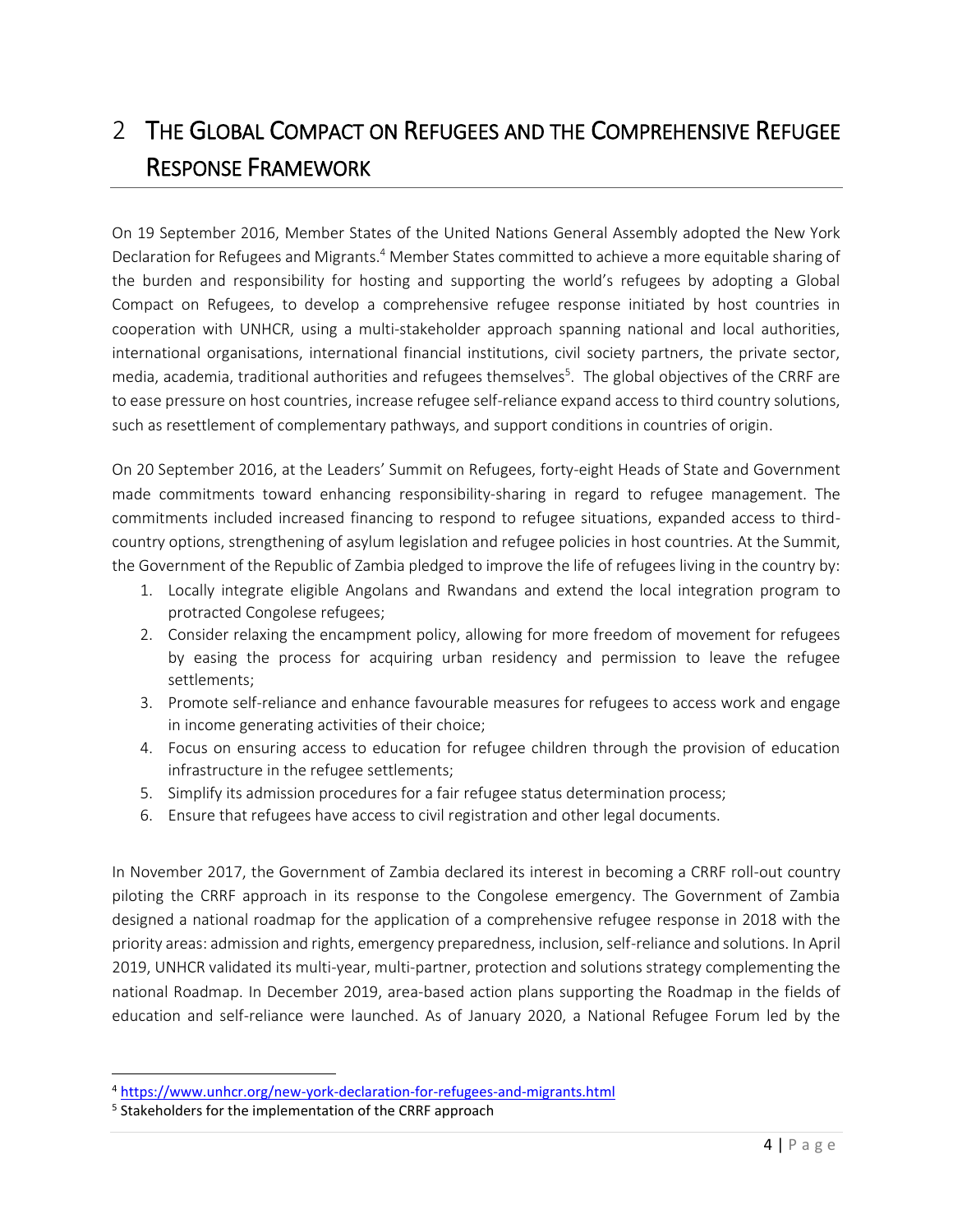# 2 The Global Compact on Refugees and the Comprehensive Refugee Response Framework

On 19 September 2016, Member States of the United Nations General Assembly adopted the New York Declaration for Refugees and Migrants.[4] Member States committed to achieve a more equitable sharing of the burden and responsibility for hosting and supporting the world's refugees by adopting a Global Compact on Refugees, to develop a comprehensive refugee response initiated by host countries in cooperation with UNHCR, using a multi-stakeholder approach spanning national and local authorities, international organisations, international financial institutions, civil society partners, the private sector, media, academia, traditional authorities and refugees themselves[5]. The global objectives of the CRRF are to ease pressure on host countries, increase refugee self-reliance expand access to third country solutions, such as resettlement of complementary pathways, and support conditions in countries of origin.

On 20 September 2016, at the Leaders' Summit on Refugees, forty-eight Heads of State and Government made commitments toward enhancing responsibility-sharing in regard to refugee management. The commitments included increased financing to respond to refugee situations, expanded access to third-country options, strengthening of asylum legislation and refugee policies in host countries. At the Summit, the Government of the Republic of Zambia pledged to improve the life of refugees living in the country by:

1. Locally integrate eligible Angolans and Rwandans and extend the local integration program to protracted Congolese refugees;
2. Consider relaxing the encampment policy, allowing for more freedom of movement for refugees by easing the process for acquiring urban residency and permission to leave the refugee settlements;
3. Promote self-reliance and enhance favourable measures for refugees to access work and engage in income generating activities of their choice;
4. Focus on ensuring access to education for refugee children through the provision of education infrastructure in the refugee settlements;
5. Simplify its admission procedures for a fair refugee status determination process;
6. Ensure that refugees have access to civil registration and other legal documents.

In November 2017, the Government of Zambia declared its interest in becoming a CRRF roll-out country piloting the CRRF approach in its response to the Congolese emergency. The Government of Zambia designed a national roadmap for the application of a comprehensive refugee response in 2018 with the priority areas: admission and rights, emergency preparedness, inclusion, self-reliance and solutions. In April 2019, UNHCR validated its multi-year, multi-partner, protection and solutions strategy complementing the national Roadmap. In December 2019, area-based action plans supporting the Roadmap in the fields of education and self-reliance were launched. As of January 2020, a National Refugee Forum led by the

[4] https://www.unhcr.org/new-york-declaration-for-refugees-and-migrants.html

[5] Stakeholders for the implementation of the CRRF approach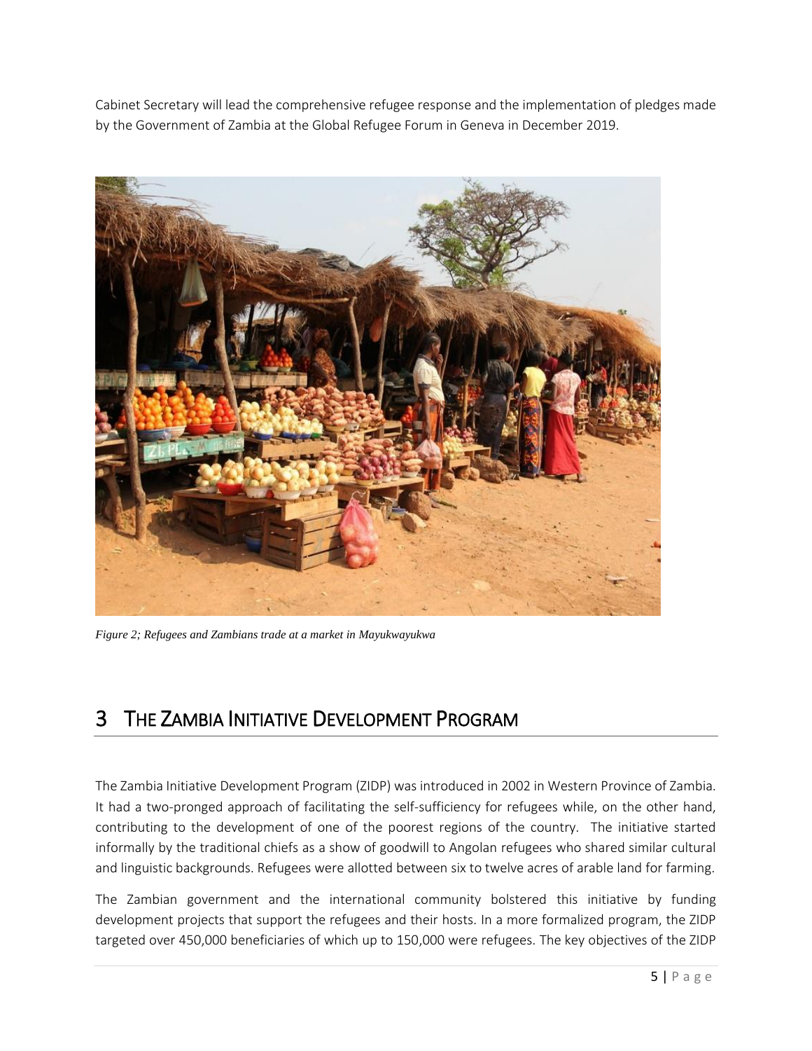Cabinet Secretary will lead the comprehensive refugee response and the implementation of pledges made by the Government of Zambia at the Global Refugee Forum in Geneva in December 2019.

*Figure 2; Refugees and Zambians trade at a market in Mayukwayukwa*

# 3 THE ZAMBIA INITIATIVE DEVELOPMENT PROGRAM

The Zambia Initiative Development Program (ZIDP) was introduced in 2002 in Western Province of Zambia. It had a two-pronged approach of facilitating the self-sufficiency for refugees while, on the other hand, contributing to the development of one of the poorest regions of the country. The initiative started informally by the traditional chiefs as a show of goodwill to Angolan refugees who shared similar cultural and linguistic backgrounds. Refugees were allotted between six to twelve acres of arable land for farming.

The Zambian government and the international community bolstered this initiative by funding development projects that support the refugees and their hosts. In a more formalized program, the ZIDP targeted over 450,000 beneficiaries of which up to 150,000 were refugees. The key objectives of the ZIDP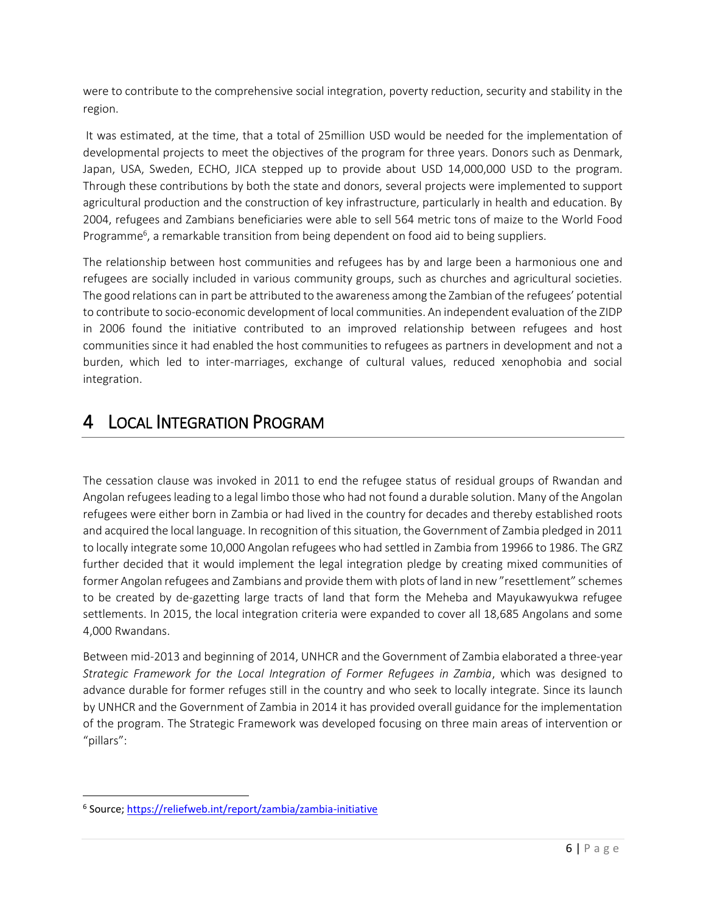were to contribute to the comprehensive social integration, poverty reduction, security and stability in the region.

It was estimated, at the time, that a total of 25million USD would be needed for the implementation of developmental projects to meet the objectives of the program for three years. Donors such as Denmark, Japan, USA, Sweden, ECHO, JICA stepped up to provide about USD 14,000,000 USD to the program. Through these contributions by both the state and donors, several projects were implemented to support agricultural production and the construction of key infrastructure, particularly in health and education. By 2004, refugees and Zambians beneficiaries were able to sell 564 metric tons of maize to the World Food Programme[6], a remarkable transition from being dependent on food aid to being suppliers.

The relationship between host communities and refugees has by and large been a harmonious one and refugees are socially included in various community groups, such as churches and agricultural societies. The good relations can in part be attributed to the awareness among the Zambian of the refugees' potential to contribute to socio-economic development of local communities. An independent evaluation of the ZIDP in 2006 found the initiative contributed to an improved relationship between refugees and host communities since it had enabled the host communities to refugees as partners in development and not a burden, which led to inter-marriages, exchange of cultural values, reduced xenophobia and social integration.

# 4 Local Integration Program

The cessation clause was invoked in 2011 to end the refugee status of residual groups of Rwandan and Angolan refugees leading to a legal limbo those who had not found a durable solution. Many of the Angolan refugees were either born in Zambia or had lived in the country for decades and thereby established roots and acquired the local language. In recognition of this situation, the Government of Zambia pledged in 2011 to locally integrate some 10,000 Angolan refugees who had settled in Zambia from 19966 to 1986. The GRZ further decided that it would implement the legal integration pledge by creating mixed communities of former Angolan refugees and Zambians and provide them with plots of land in new "resettlement" schemes to be created by de-gazetting large tracts of land that form the Meheba and Mayukawyukwa refugee settlements. In 2015, the local integration criteria were expanded to cover all 18,685 Angolans and some 4,000 Rwandans.

Between mid-2013 and beginning of 2014, UNHCR and the Government of Zambia elaborated a three-year *Strategic Framework for the Local Integration of Former Refugees in Zambia*, which was designed to advance durable for former refuges still in the country and who seek to locally integrate. Since its launch by UNHCR and the Government of Zambia in 2014 it has provided overall guidance for the implementation of the program. The Strategic Framework was developed focusing on three main areas of intervention or "pillars":

---

[6] Source; https://reliefweb.int/report/zambia/zambia-initiative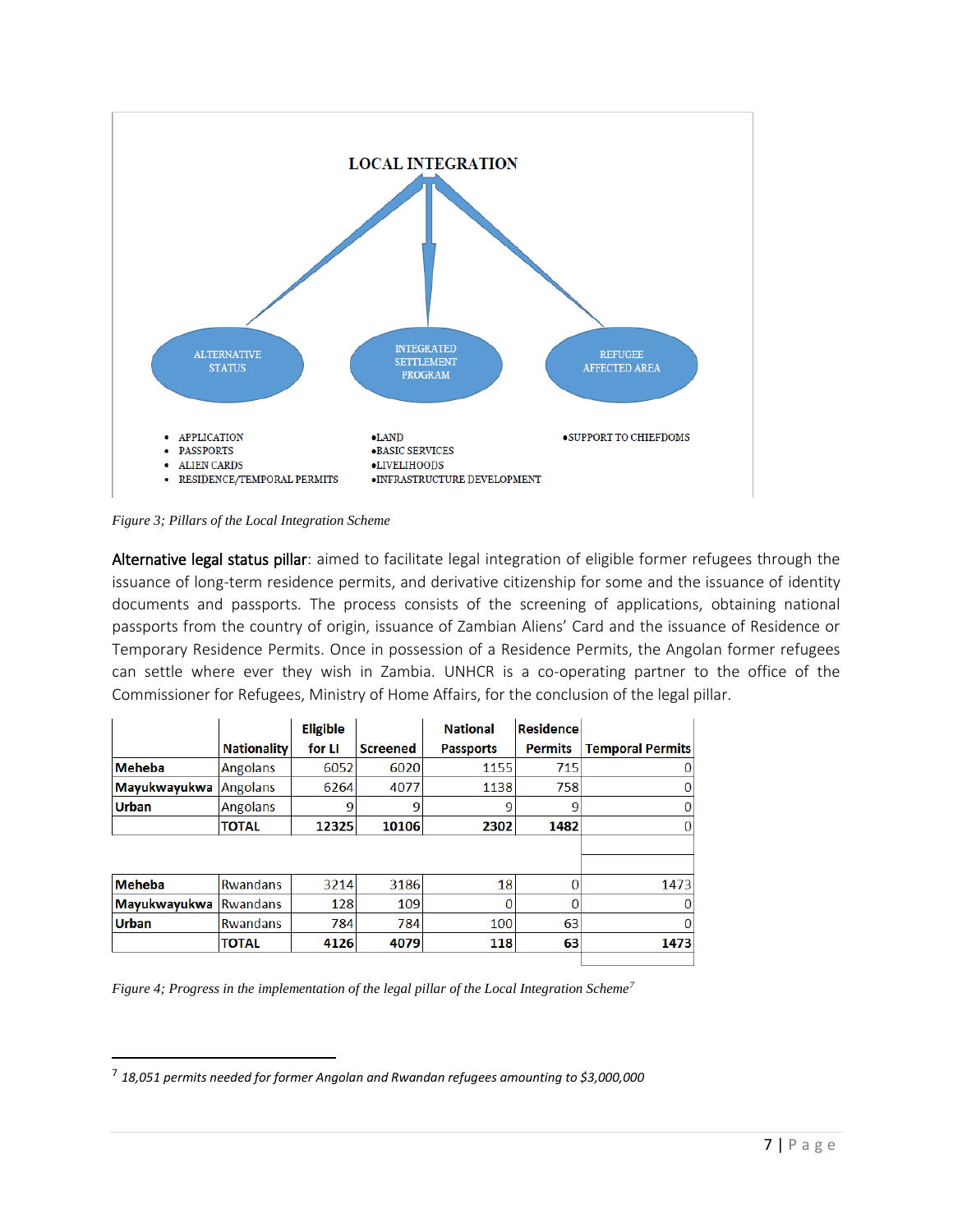**LOCAL INTEGRATION**

| ALTERNATIVE STATUS | INTEGRATED SETTLEMENT PROGRAM | REFUGEE AFFECTED AREA |
|---|---|---|
| • APPLICATION<br>• PASSPORTS<br>• ALIEN CARDS<br>• RESIDENCE/TEMPORAL PERMITS | • LAND<br>• BASIC SERVICES<br>• LIVELIHOODS<br>• INFRASTRUCTURE DEVELOPMENT | • SUPPORT TO CHIEFDOMS |

*Figure 3; Pillars of the Local Integration Scheme*

**Alternative legal status pillar**: aimed to facilitate legal integration of eligible former refugees through the issuance of long-term residence permits, and derivative citizenship for some and the issuance of identity documents and passports. The process consists of the screening of applications, obtaining national passports from the country of origin, issuance of Zambian Aliens' Card and the issuance of Residence or Temporary Residence Permits. Once in possession of a Residence Permits, the Angolan former refugees can settle where ever they wish in Zambia. UNHCR is a co-operating partner to the office of the Commissioner for Refugees, Ministry of Home Affairs, for the conclusion of the legal pillar.

| | Nationality | Eligible for LI | Screened | National Passports | Residence Permits | Temporal Permits |
|---|---|---|---|---|---|---|
| **Meheba** | Angolans | 6052 | 6020 | 1155 | 715 | 0 |
| **Mayukwayukwa** | Angolans | 6264 | 4077 | 1138 | 758 | 0 |
| **Urban** | Angolans | 9 | 9 | 9 | 9 | 0 |
| | **TOTAL** | **12325** | **10106** | **2302** | **1482** | 0 |
| | | | | | | |
| **Meheba** | Rwandans | 3214 | 3186 | 18 | 0 | 1473 |
| **Mayukwayukwa** | Rwandans | 128 | 109 | 0 | 0 | 0 |
| **Urban** | Rwandans | 784 | 784 | 100 | 63 | 0 |
| | **TOTAL** | **4126** | **4079** | **118** | **63** | **1473** |

*Figure 4; Progress in the implementation of the legal pillar of the Local Integration Scheme*[7]

[7] *18,051 permits needed for former Angolan and Rwandan refugees amounting to $3,000,000*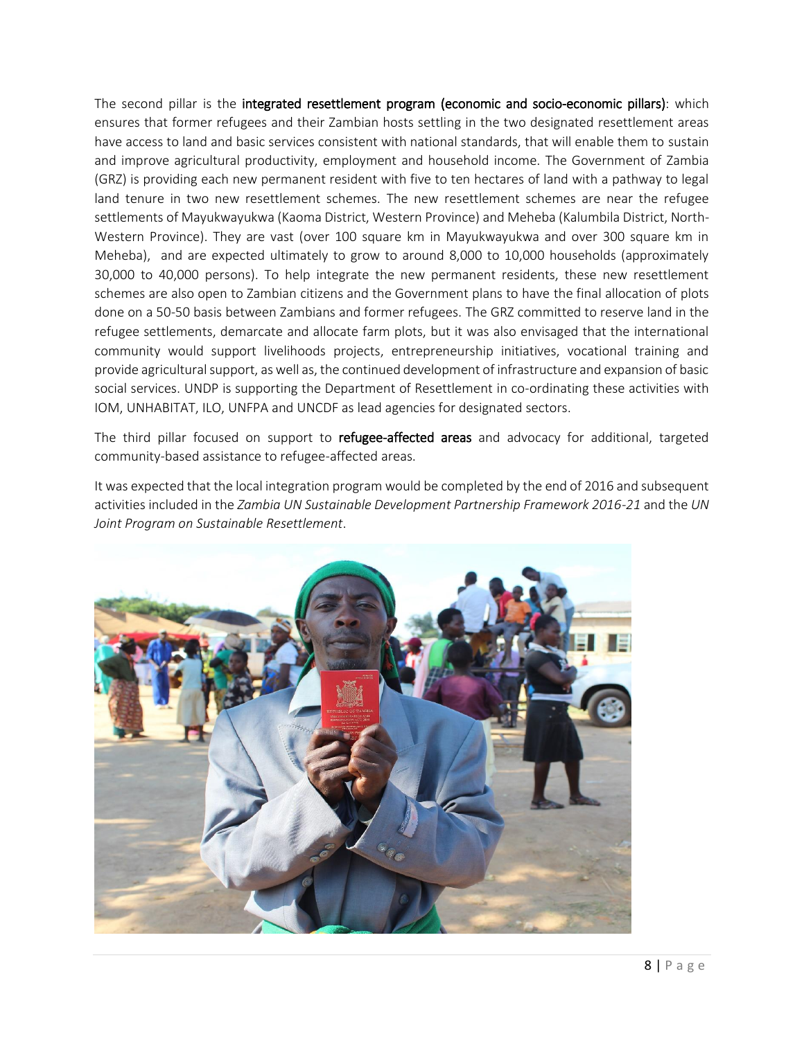The second pillar is the **integrated resettlement program (economic and socio-economic pillars)**: which ensures that former refugees and their Zambian hosts settling in the two designated resettlement areas have access to land and basic services consistent with national standards, that will enable them to sustain and improve agricultural productivity, employment and household income. The Government of Zambia (GRZ) is providing each new permanent resident with five to ten hectares of land with a pathway to legal land tenure in two new resettlement schemes. The new resettlement schemes are near the refugee settlements of Mayukwayukwa (Kaoma District, Western Province) and Meheba (Kalumbila District, North-Western Province). They are vast (over 100 square km in Mayukwayukwa and over 300 square km in Meheba), and are expected ultimately to grow to around 8,000 to 10,000 households (approximately 30,000 to 40,000 persons). To help integrate the new permanent residents, these new resettlement schemes are also open to Zambian citizens and the Government plans to have the final allocation of plots done on a 50-50 basis between Zambians and former refugees. The GRZ committed to reserve land in the refugee settlements, demarcate and allocate farm plots, but it was also envisaged that the international community would support livelihoods projects, entrepreneurship initiatives, vocational training and provide agricultural support, as well as, the continued development of infrastructure and expansion of basic social services. UNDP is supporting the Department of Resettlement in co-ordinating these activities with IOM, UNHABITAT, ILO, UNFPA and UNCDF as lead agencies for designated sectors.

The third pillar focused on support to **refugee-affected areas** and advocacy for additional, targeted community-based assistance to refugee-affected areas.

It was expected that the local integration program would be completed by the end of 2016 and subsequent activities included in the *Zambia UN Sustainable Development Partnership Framework 2016-21* and the *UN Joint Program on Sustainable Resettlement*.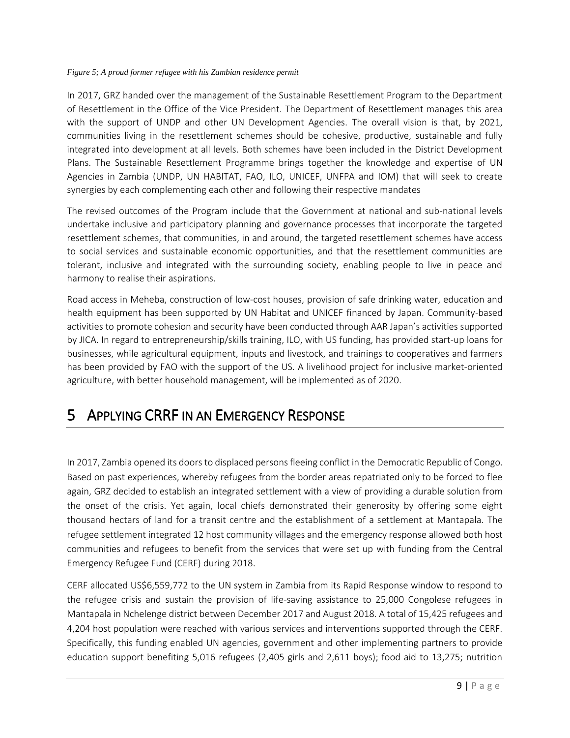*Figure 5; A proud former refugee with his Zambian residence permit*

In 2017, GRZ handed over the management of the Sustainable Resettlement Program to the Department of Resettlement in the Office of the Vice President. The Department of Resettlement manages this area with the support of UNDP and other UN Development Agencies. The overall vision is that, by 2021, communities living in the resettlement schemes should be cohesive, productive, sustainable and fully integrated into development at all levels. Both schemes have been included in the District Development Plans. The Sustainable Resettlement Programme brings together the knowledge and expertise of UN Agencies in Zambia (UNDP, UN HABITAT, FAO, ILO, UNICEF, UNFPA and IOM) that will seek to create synergies by each complementing each other and following their respective mandates

The revised outcomes of the Program include that the Government at national and sub-national levels undertake inclusive and participatory planning and governance processes that incorporate the targeted resettlement schemes, that communities, in and around, the targeted resettlement schemes have access to social services and sustainable economic opportunities, and that the resettlement communities are tolerant, inclusive and integrated with the surrounding society, enabling people to live in peace and harmony to realise their aspirations.

Road access in Meheba, construction of low-cost houses, provision of safe drinking water, education and health equipment has been supported by UN Habitat and UNICEF financed by Japan. Community-based activities to promote cohesion and security have been conducted through AAR Japan's activities supported by JICA. In regard to entrepreneurship/skills training, ILO, with US funding, has provided start-up loans for businesses, while agricultural equipment, inputs and livestock, and trainings to cooperatives and farmers has been provided by FAO with the support of the US. A livelihood project for inclusive market-oriented agriculture, with better household management, will be implemented as of 2020.

# 5 Applying CRRF in an Emergency Response

In 2017, Zambia opened its doors to displaced persons fleeing conflict in the Democratic Republic of Congo. Based on past experiences, whereby refugees from the border areas repatriated only to be forced to flee again, GRZ decided to establish an integrated settlement with a view of providing a durable solution from the onset of the crisis. Yet again, local chiefs demonstrated their generosity by offering some eight thousand hectares of land for a transit centre and the establishment of a settlement at Mantapala. The refugee settlement integrated 12 host community villages and the emergency response allowed both host communities and refugees to benefit from the services that were set up with funding from the Central Emergency Refugee Fund (CERF) during 2018.

CERF allocated US$6,559,772 to the UN system in Zambia from its Rapid Response window to respond to the refugee crisis and sustain the provision of life-saving assistance to 25,000 Congolese refugees in Mantapala in Nchelenge district between December 2017 and August 2018. A total of 15,425 refugees and 4,204 host population were reached with various services and interventions supported through the CERF. Specifically, this funding enabled UN agencies, government and other implementing partners to provide education support benefiting 5,016 refugees (2,405 girls and 2,611 boys); food aid to 13,275; nutrition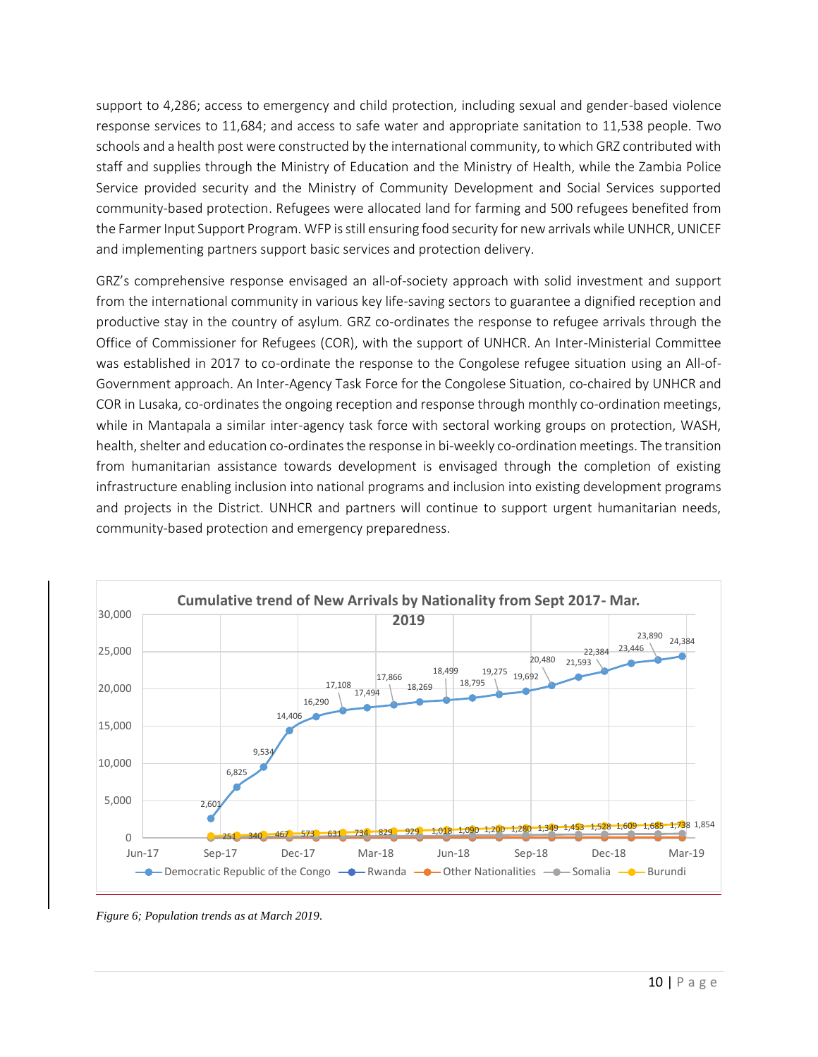support to 4,286; access to emergency and child protection, including sexual and gender-based violence response services to 11,684; and access to safe water and appropriate sanitation to 11,538 people. Two schools and a health post were constructed by the international community, to which GRZ contributed with staff and supplies through the Ministry of Education and the Ministry of Health, while the Zambia Police Service provided security and the Ministry of Community Development and Social Services supported community-based protection. Refugees were allocated land for farming and 500 refugees benefited from the Farmer Input Support Program. WFP is still ensuring food security for new arrivals while UNHCR, UNICEF and implementing partners support basic services and protection delivery.

GRZ's comprehensive response envisaged an all-of-society approach with solid investment and support from the international community in various key life-saving sectors to guarantee a dignified reception and productive stay in the country of asylum. GRZ co-ordinates the response to refugee arrivals through the Office of Commissioner for Refugees (COR), with the support of UNHCR. An Inter-Ministerial Committee was established in 2017 to co-ordinate the response to the Congolese refugee situation using an All-of-Government approach. An Inter-Agency Task Force for the Congolese Situation, co-chaired by UNHCR and COR in Lusaka, co-ordinates the ongoing reception and response through monthly co-ordination meetings, while in Mantapala a similar inter-agency task force with sectoral working groups on protection, WASH, health, shelter and education co-ordinates the response in bi-weekly co-ordination meetings. The transition from humanitarian assistance towards development is envisaged through the completion of existing infrastructure enabling inclusion into national programs and inclusion into existing development programs and projects in the District. UNHCR and partners will continue to support urgent humanitarian needs, community-based protection and emergency preparedness.

**Cumulative trend of New Arrivals by Nationality from Sept 2017- Mar. 2019**

*Figure 6; Population trends as at March 2019.*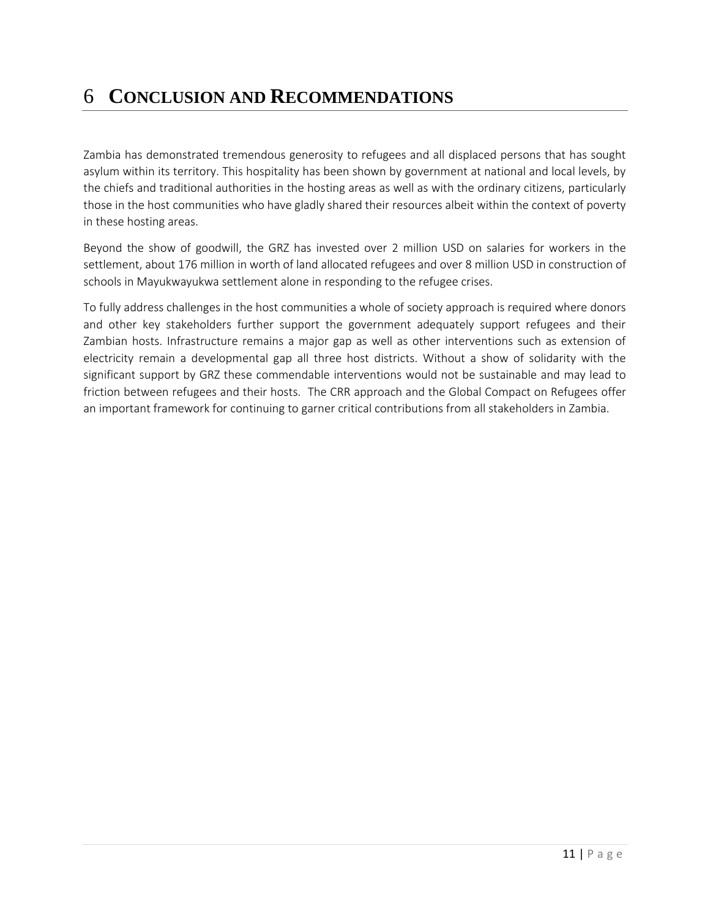# 6 CONCLUSION AND RECOMMENDATIONS

Zambia has demonstrated tremendous generosity to refugees and all displaced persons that has sought asylum within its territory. This hospitality has been shown by government at national and local levels, by the chiefs and traditional authorities in the hosting areas as well as with the ordinary citizens, particularly those in the host communities who have gladly shared their resources albeit within the context of poverty in these hosting areas.

Beyond the show of goodwill, the GRZ has invested over 2 million USD on salaries for workers in the settlement, about 176 million in worth of land allocated refugees and over 8 million USD in construction of schools in Mayukwayukwa settlement alone in responding to the refugee crises.

To fully address challenges in the host communities a whole of society approach is required where donors and other key stakeholders further support the government adequately support refugees and their Zambian hosts. Infrastructure remains a major gap as well as other interventions such as extension of electricity remain a developmental gap all three host districts. Without a show of solidarity with the significant support by GRZ these commendable interventions would not be sustainable and may lead to friction between refugees and their hosts. The CRR approach and the Global Compact on Refugees offer an important framework for continuing to garner critical contributions from all stakeholders in Zambia.